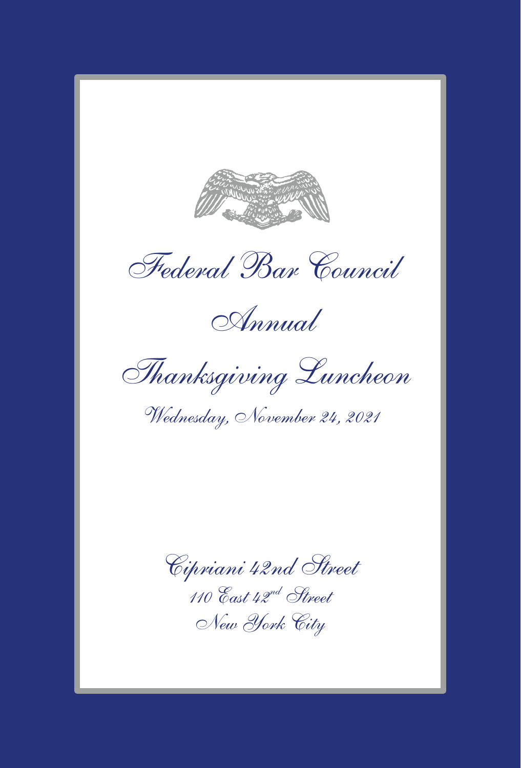# Federal Bar Council

## Annual

## Thanksgiving Luncheon

*Wednesday, November 24, 2021*

*Cipriani 42nd Street*

*110 East 42nd Street*

*New York City*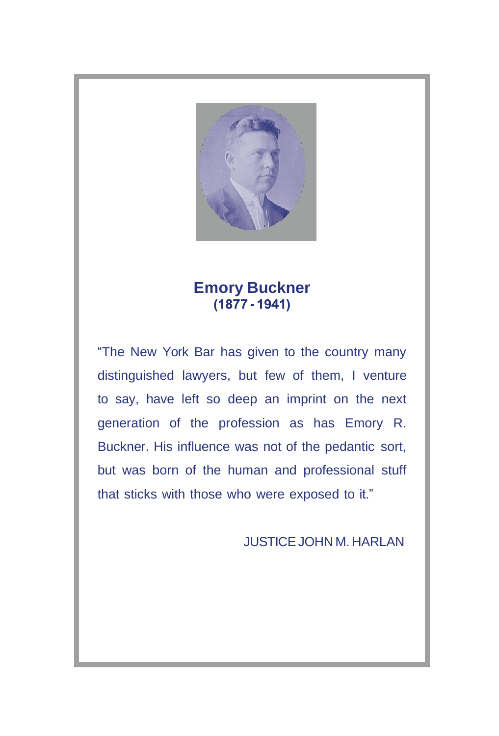# Emory Buckner
**(1877 - 1941)**

"The New York Bar has given to the country many distinguished lawyers, but few of them, I venture to say, have left so deep an imprint on the next generation of the profession as has Emory R. Buckner. His influence was not of the pedantic sort, but was born of the human and professional stuff that sticks with those who were exposed to it."

JUSTICE JOHN M. HARLAN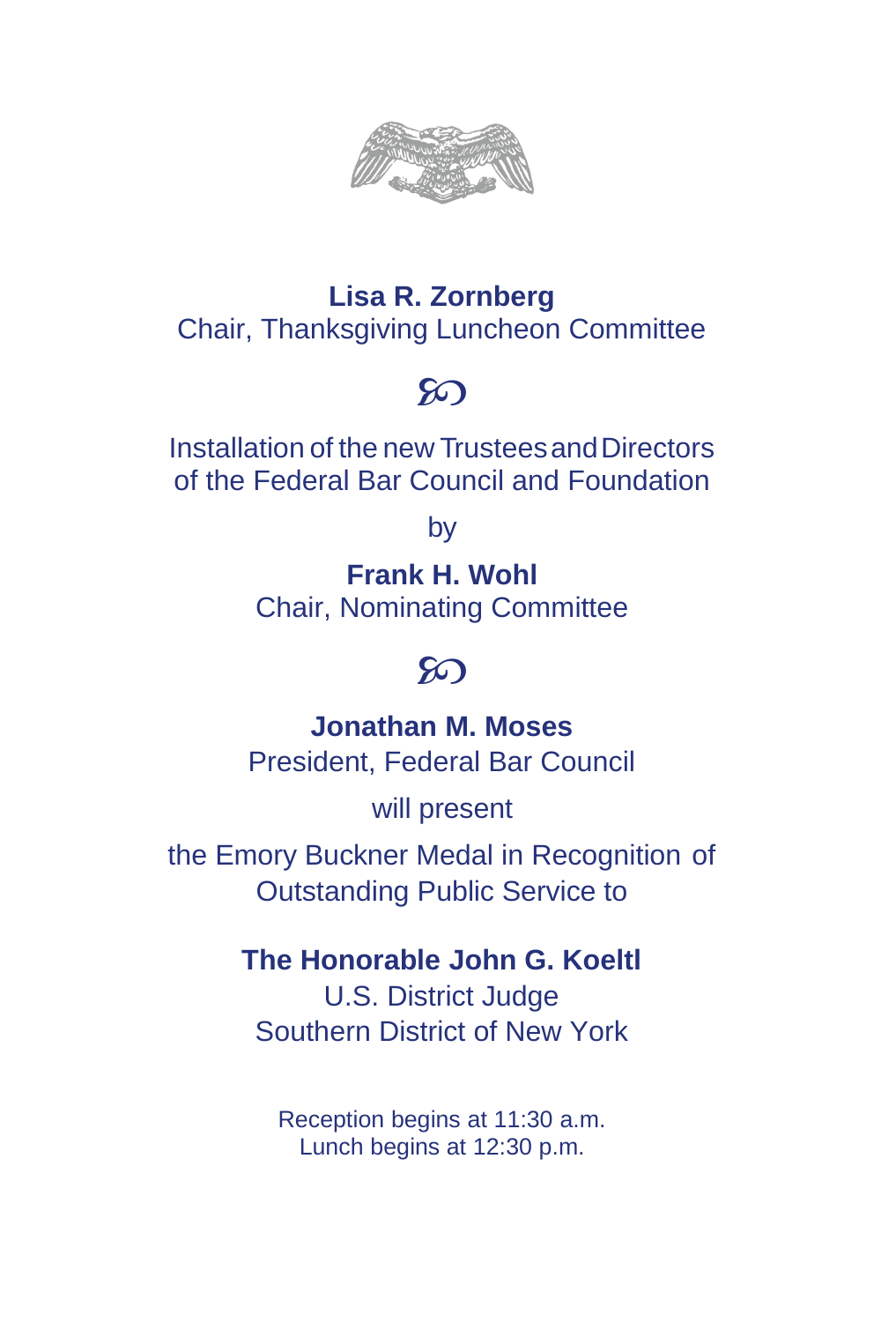**Lisa R. Zornberg**
Chair, Thanksgiving Luncheon Committee

℘

Installation of the new Trustees and Directors
of the Federal Bar Council and Foundation

by

**Frank H. Wohl**
Chair, Nominating Committee

℘

**Jonathan M. Moses**
President, Federal Bar Council

will present

the Emory Buckner Medal in Recognition of
Outstanding Public Service to

**The Honorable John G. Koeltl**
U.S. District Judge
Southern District of New York

Reception begins at 11:30 a.m.
Lunch begins at 12:30 p.m.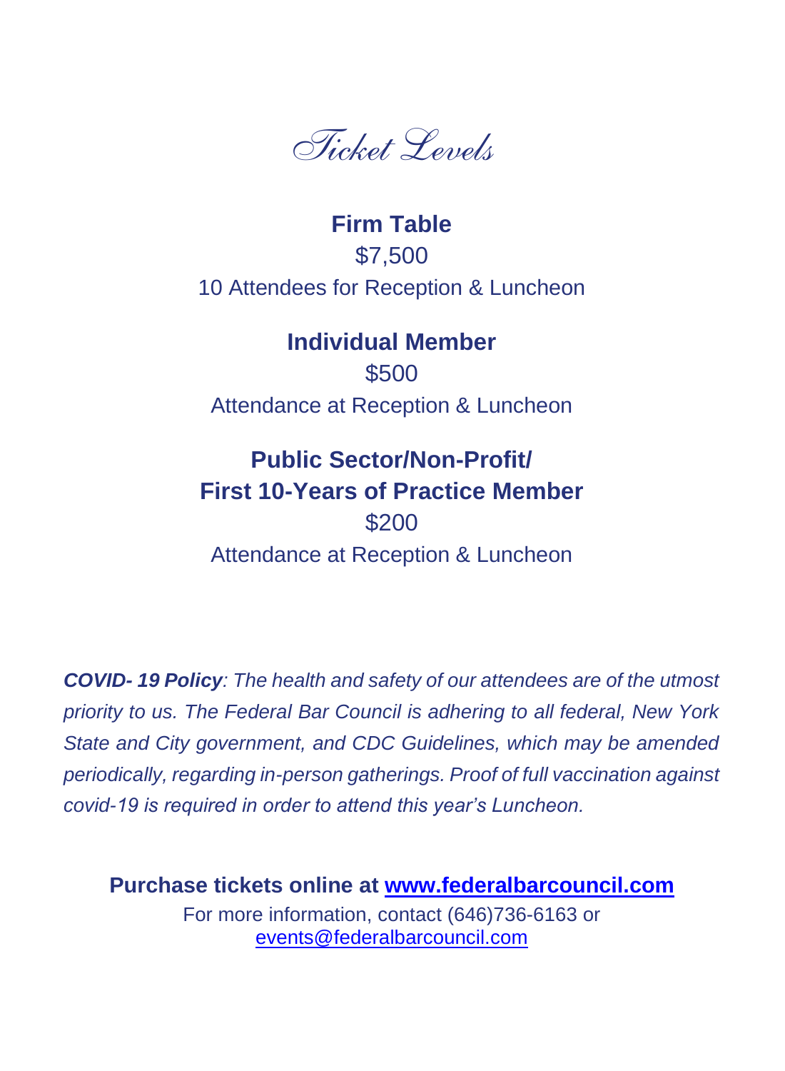# Ticket Levels

**Firm Table**

$7,500

10 Attendees for Reception & Luncheon

**Individual Member**

$500

Attendance at Reception & Luncheon

**Public Sector/Non-Profit/**
**First 10-Years of Practice Member**

$200

Attendance at Reception & Luncheon

***COVID- 19 Policy****: The health and safety of our attendees are of the utmost priority to us. The Federal Bar Council is adhering to all federal, New York State and City government, and CDC Guidelines, which may be amended periodically, regarding in-person gatherings. Proof of full vaccination against covid-19 is required in order to attend this year's Luncheon.*

**Purchase tickets online at [www.federalbarcouncil.com](http://www.federalbarcouncil.com)**

For more information, contact (646)736-6163 or [events@federalbarcouncil.com](mailto:events@federalbarcouncil.com)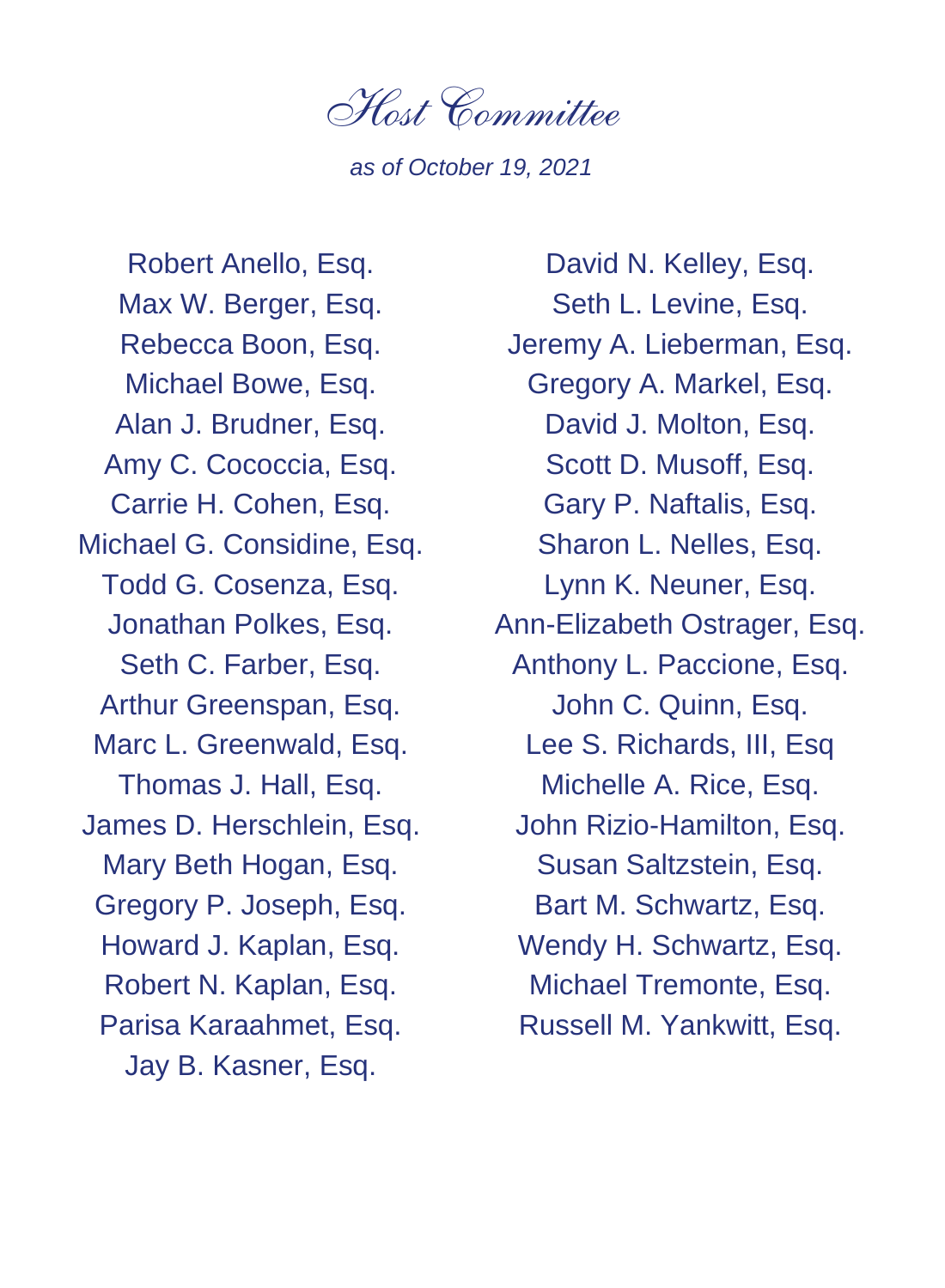# Host Committee

*as of October 19, 2021*

Robert Anello, Esq.
Max W. Berger, Esq.
Rebecca Boon, Esq.
Michael Bowe, Esq.
Alan J. Brudner, Esq.
Amy C. Cococcia, Esq.
Carrie H. Cohen, Esq.
Michael G. Considine, Esq.
Todd G. Cosenza, Esq.
Jonathan Polkes, Esq.
Seth C. Farber, Esq.
Arthur Greenspan, Esq.
Marc L. Greenwald, Esq.
Thomas J. Hall, Esq.
James D. Herschlein, Esq.
Mary Beth Hogan, Esq.
Gregory P. Joseph, Esq.
Howard J. Kaplan, Esq.
Robert N. Kaplan, Esq.
Parisa Karaahmet, Esq.
Jay B. Kasner, Esq.

David N. Kelley, Esq.
Seth L. Levine, Esq.
Jeremy A. Lieberman, Esq.
Gregory A. Markel, Esq.
David J. Molton, Esq.
Scott D. Musoff, Esq.
Gary P. Naftalis, Esq.
Sharon L. Nelles, Esq.
Lynn K. Neuner, Esq.
Ann-Elizabeth Ostrager, Esq.
Anthony L. Paccione, Esq.
John C. Quinn, Esq.
Lee S. Richards, III, Esq
Michelle A. Rice, Esq.
John Rizio-Hamilton, Esq.
Susan Saltzstein, Esq.
Bart M. Schwartz, Esq.
Wendy H. Schwartz, Esq.
Michael Tremonte, Esq.
Russell M. Yankwitt, Esq.